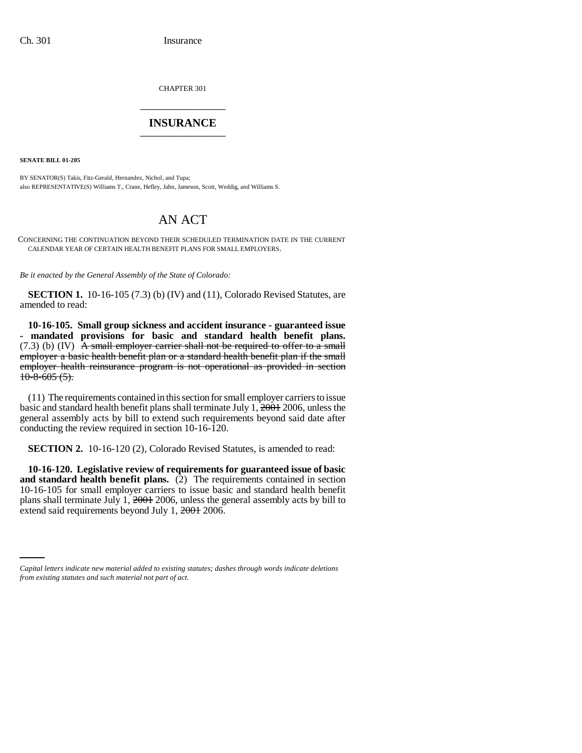CHAPTER 301

# INSURANCE

**SENATE BILL 01-205**

BY SENATOR(S) Takis, Fitz-Gerald, Hernandez, Nichol, and Tupa;
also REPRESENTATIVE(S) Williams T., Crane, Hefley, Jahn, Jameson, Scott, Weddig, and Williams S.

# AN ACT

CONCERNING THE CONTINUATION BEYOND THEIR SCHEDULED TERMINATION DATE IN THE CURRENT CALENDAR YEAR OF CERTAIN HEALTH BENEFIT PLANS FOR SMALL EMPLOYERS.

*Be it enacted by the General Assembly of the State of Colorado:*

**SECTION 1.** 10-16-105 (7.3) (b) (IV) and (11), Colorado Revised Statutes, are amended to read:

**10-16-105. Small group sickness and accident insurance - guaranteed issue - mandated provisions for basic and standard health benefit plans.** (7.3) (b) (IV) ~~A small employer carrier shall not be required to offer to a small employer a basic health benefit plan or a standard health benefit plan if the small employer health reinsurance program is not operational as provided in section 10-8-605 (5).~~

(11) The requirements contained in this section for small employer carriers to issue basic and standard health benefit plans shall terminate July 1, ~~2001~~ 2006, unless the general assembly acts by bill to extend such requirements beyond said date after conducting the review required in section 10-16-120.

**SECTION 2.** 10-16-120 (2), Colorado Revised Statutes, is amended to read:

**10-16-120. Legislative review of requirements for guaranteed issue of basic and standard health benefit plans.** (2) The requirements contained in section 10-16-105 for small employer carriers to issue basic and standard health benefit plans shall terminate July 1, ~~2001~~ 2006, unless the general assembly acts by bill to extend said requirements beyond July 1, ~~2001~~ 2006.

*Capital letters indicate new material added to existing statutes; dashes through words indicate deletions from existing statutes and such material not part of act.*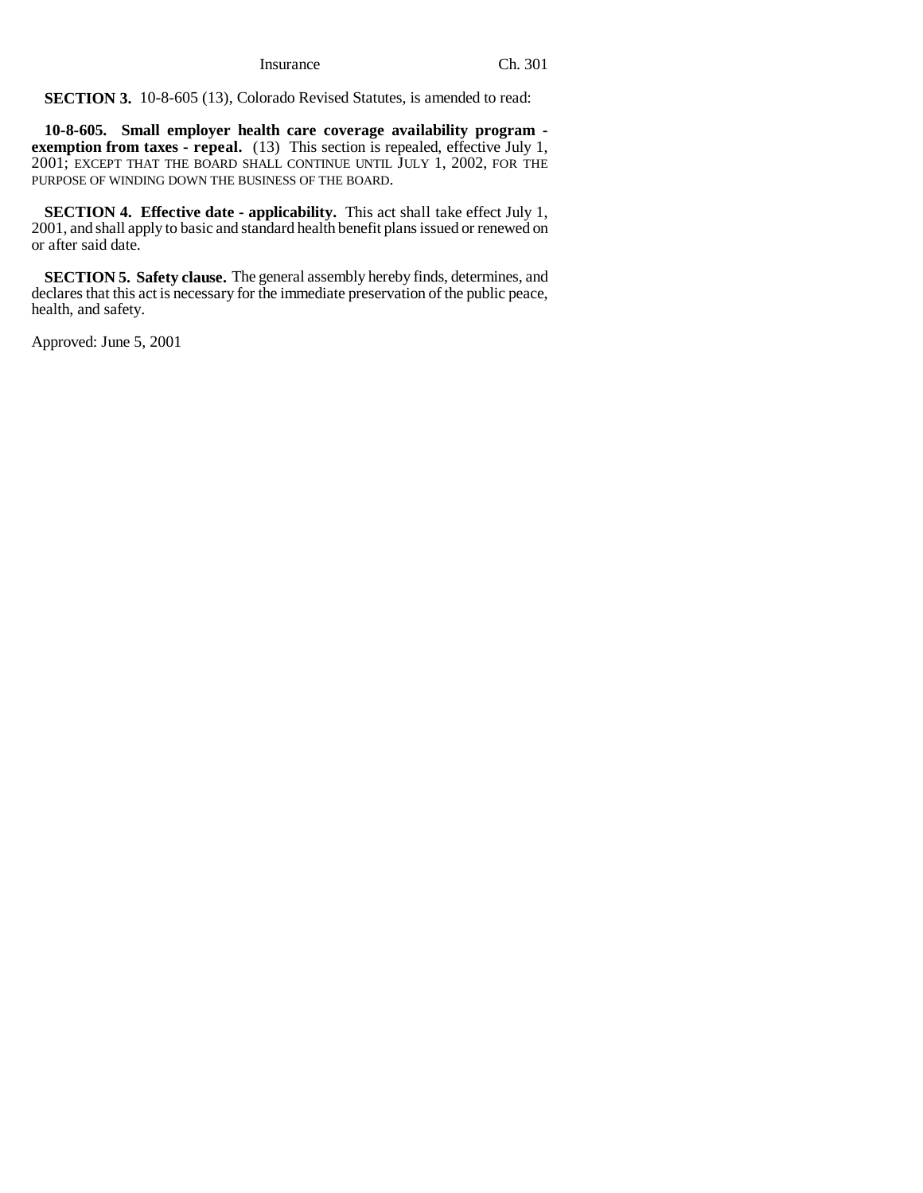**SECTION 3.** 10-8-605 (13), Colorado Revised Statutes, is amended to read:

**10-8-605. Small employer health care coverage availability program - exemption from taxes - repeal.** (13) This section is repealed, effective July 1, 2001; EXCEPT THAT THE BOARD SHALL CONTINUE UNTIL JULY 1, 2002, FOR THE PURPOSE OF WINDING DOWN THE BUSINESS OF THE BOARD.

**SECTION 4. Effective date - applicability.** This act shall take effect July 1, 2001, and shall apply to basic and standard health benefit plans issued or renewed on or after said date.

**SECTION 5. Safety clause.** The general assembly hereby finds, determines, and declares that this act is necessary for the immediate preservation of the public peace, health, and safety.

Approved: June 5, 2001